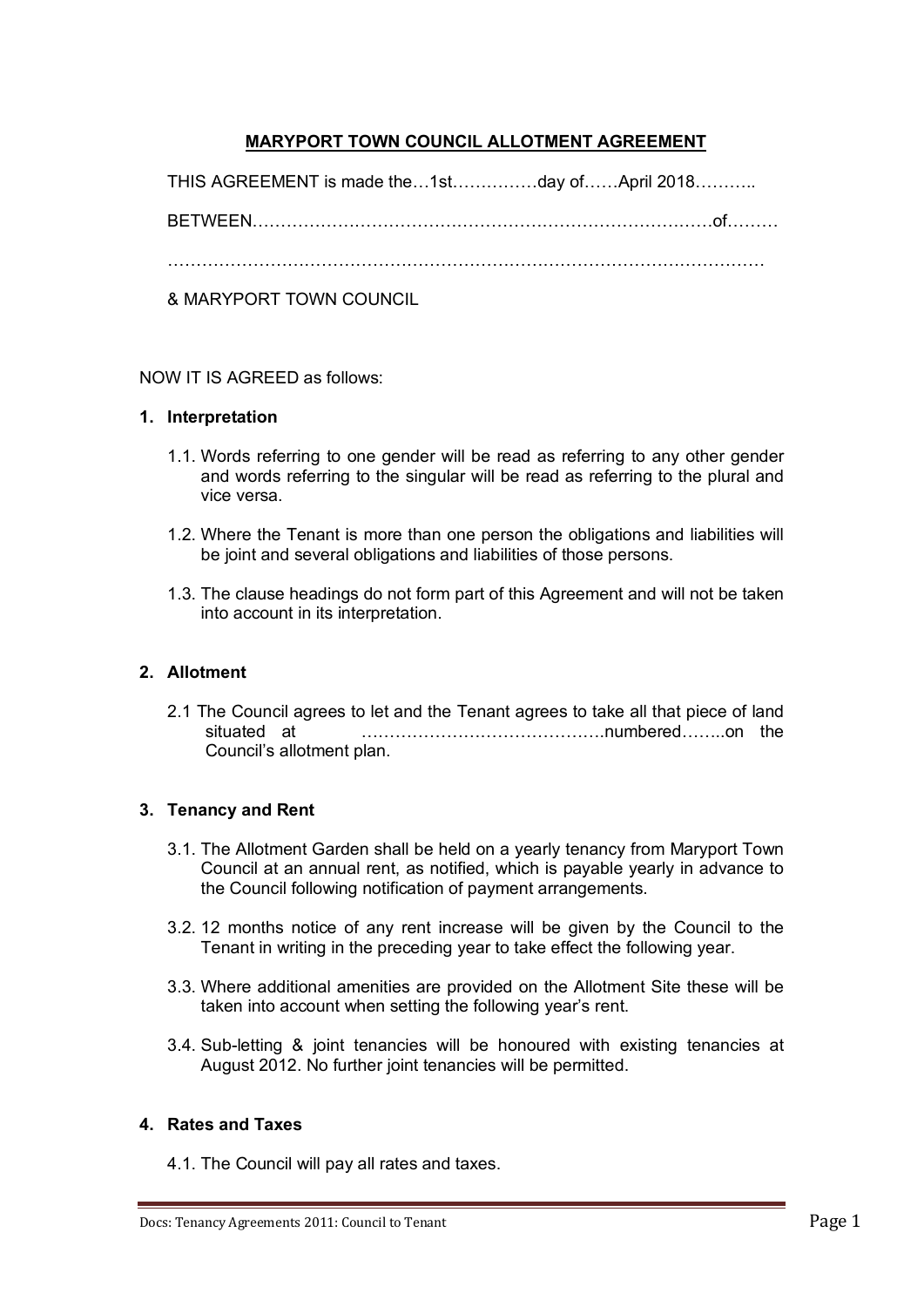# MARYPORT TOWN COUNCIL ALLOTMENT AGREEMENT

THIS AGREEMENT is made the…1st……………day of……April 2018………..

BETWEEN……………………………………………………………………………of………

……………………………………………………………………………………………

& MARYPORT TOWN COUNCIL

NOW IT IS AGREED as follows:

## 1. Interpretation

1.1. Words referring to one gender will be read as referring to any other gender and words referring to the singular will be read as referring to the plural and vice versa.

1.2. Where the Tenant is more than one person the obligations and liabilities will be joint and several obligations and liabilities of those persons.

1.3. The clause headings do not form part of this Agreement and will not be taken into account in its interpretation.

## 2. Allotment

2.1 The Council agrees to let and the Tenant agrees to take all that piece of land situated at ……………………………………numbered……..on the Council's allotment plan.

## 3. Tenancy and Rent

3.1. The Allotment Garden shall be held on a yearly tenancy from Maryport Town Council at an annual rent, as notified, which is payable yearly in advance to the Council following notification of payment arrangements.

3.2. 12 months notice of any rent increase will be given by the Council to the Tenant in writing in the preceding year to take effect the following year.

3.3. Where additional amenities are provided on the Allotment Site these will be taken into account when setting the following year's rent.

3.4. Sub-letting & joint tenancies will be honoured with existing tenancies at August 2012. No further joint tenancies will be permitted.

## 4. Rates and Taxes

4.1. The Council will pay all rates and taxes.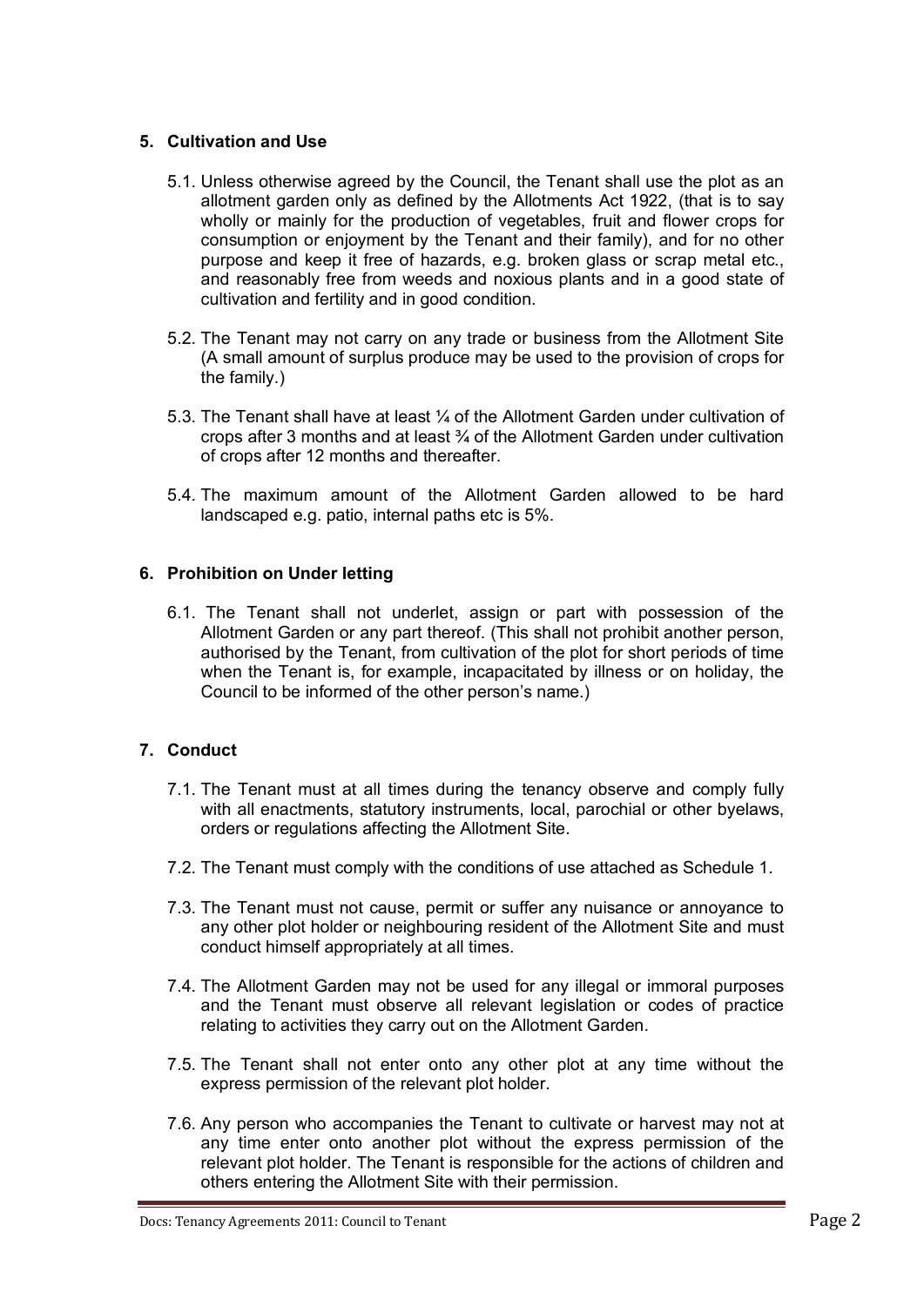## 5. Cultivation and Use

5.1. Unless otherwise agreed by the Council, the Tenant shall use the plot as an allotment garden only as defined by the Allotments Act 1922, (that is to say wholly or mainly for the production of vegetables, fruit and flower crops for consumption or enjoyment by the Tenant and their family), and for no other purpose and keep it free of hazards, e.g. broken glass or scrap metal etc., and reasonably free from weeds and noxious plants and in a good state of cultivation and fertility and in good condition.

5.2. The Tenant may not carry on any trade or business from the Allotment Site (A small amount of surplus produce may be used to the provision of crops for the family.)

5.3. The Tenant shall have at least ¼ of the Allotment Garden under cultivation of crops after 3 months and at least ¾ of the Allotment Garden under cultivation of crops after 12 months and thereafter.

5.4. The maximum amount of the Allotment Garden allowed to be hard landscaped e.g. patio, internal paths etc is 5%.

## 6. Prohibition on Under letting

6.1. The Tenant shall not underlet, assign or part with possession of the Allotment Garden or any part thereof. (This shall not prohibit another person, authorised by the Tenant, from cultivation of the plot for short periods of time when the Tenant is, for example, incapacitated by illness or on holiday, the Council to be informed of the other person's name.)

## 7. Conduct

7.1. The Tenant must at all times during the tenancy observe and comply fully with all enactments, statutory instruments, local, parochial or other byelaws, orders or regulations affecting the Allotment Site.

7.2. The Tenant must comply with the conditions of use attached as Schedule 1.

7.3. The Tenant must not cause, permit or suffer any nuisance or annoyance to any other plot holder or neighbouring resident of the Allotment Site and must conduct himself appropriately at all times.

7.4. The Allotment Garden may not be used for any illegal or immoral purposes and the Tenant must observe all relevant legislation or codes of practice relating to activities they carry out on the Allotment Garden.

7.5. The Tenant shall not enter onto any other plot at any time without the express permission of the relevant plot holder.

7.6. Any person who accompanies the Tenant to cultivate or harvest may not at any time enter onto another plot without the express permission of the relevant plot holder. The Tenant is responsible for the actions of children and others entering the Allotment Site with their permission.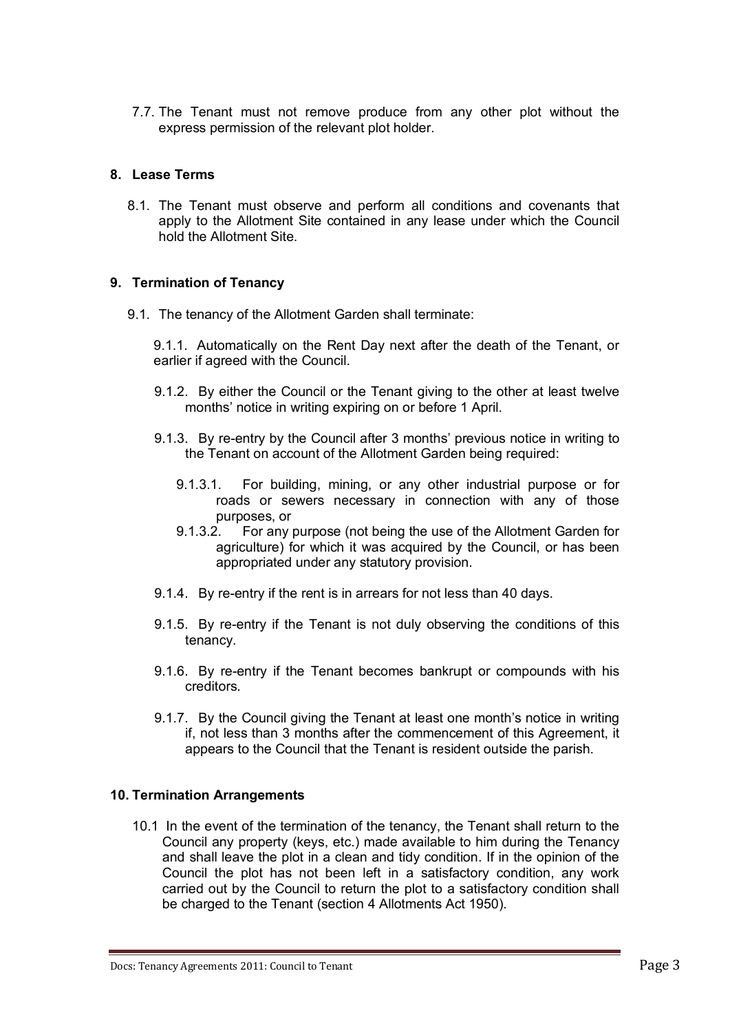7.7. The Tenant must not remove produce from any other plot without the express permission of the relevant plot holder.

## 8. Lease Terms

8.1. The Tenant must observe and perform all conditions and covenants that apply to the Allotment Site contained in any lease under which the Council hold the Allotment Site.

## 9. Termination of Tenancy

9.1. The tenancy of the Allotment Garden shall terminate:

9.1.1. Automatically on the Rent Day next after the death of the Tenant, or earlier if agreed with the Council.

9.1.2. By either the Council or the Tenant giving to the other at least twelve months' notice in writing expiring on or before 1 April.

9.1.3. By re-entry by the Council after 3 months' previous notice in writing to the Tenant on account of the Allotment Garden being required:

9.1.3.1. For building, mining, or any other industrial purpose or for roads or sewers necessary in connection with any of those purposes, or

9.1.3.2. For any purpose (not being the use of the Allotment Garden for agriculture) for which it was acquired by the Council, or has been appropriated under any statutory provision.

9.1.4. By re-entry if the rent is in arrears for not less than 40 days.

9.1.5. By re-entry if the Tenant is not duly observing the conditions of this tenancy.

9.1.6. By re-entry if the Tenant becomes bankrupt or compounds with his creditors.

9.1.7. By the Council giving the Tenant at least one month's notice in writing if, not less than 3 months after the commencement of this Agreement, it appears to the Council that the Tenant is resident outside the parish.

## 10. Termination Arrangements

10.1 In the event of the termination of the tenancy, the Tenant shall return to the Council any property (keys, etc.) made available to him during the Tenancy and shall leave the plot in a clean and tidy condition. If in the opinion of the Council the plot has not been left in a satisfactory condition, any work carried out by the Council to return the plot to a satisfactory condition shall be charged to the Tenant (section 4 Allotments Act 1950).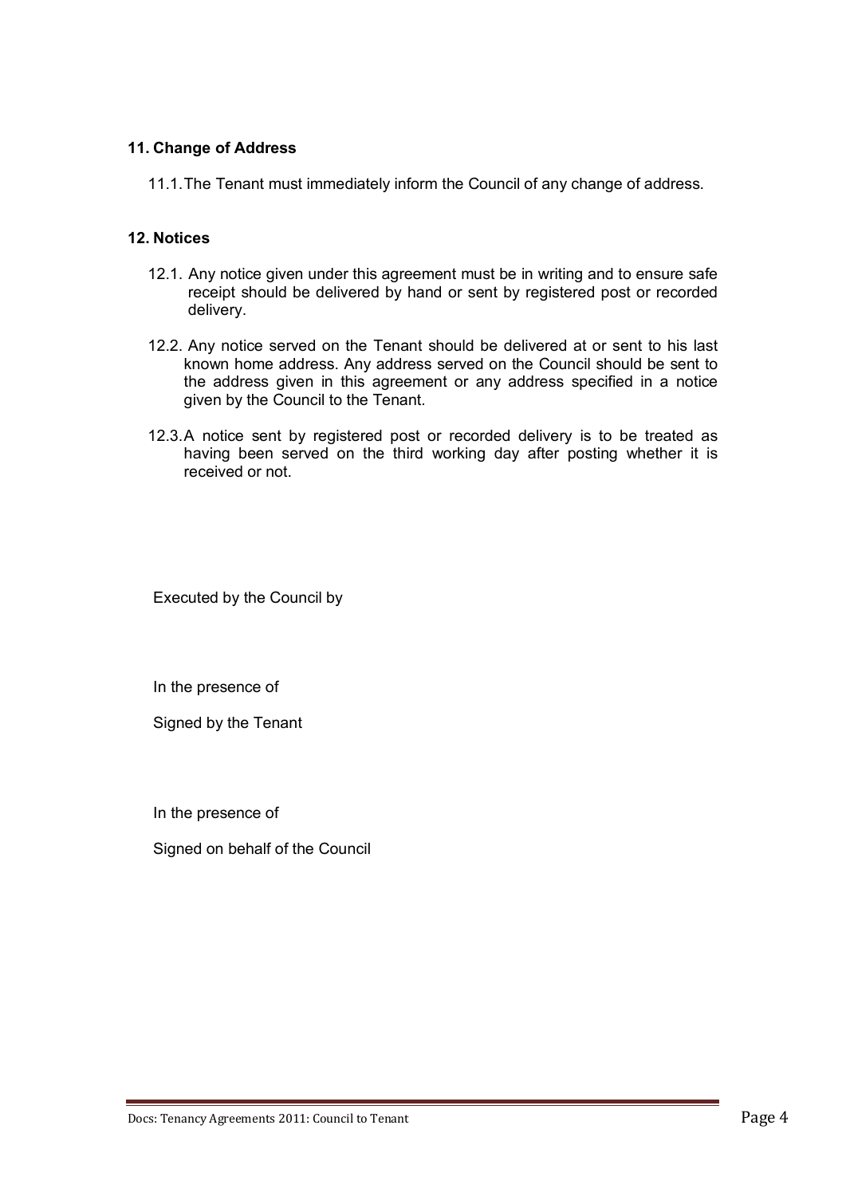### 11. Change of Address

11.1. The Tenant must immediately inform the Council of any change of address.

### 12. Notices

12.1. Any notice given under this agreement must be in writing and to ensure safe receipt should be delivered by hand or sent by registered post or recorded delivery.

12.2. Any notice served on the Tenant should be delivered at or sent to his last known home address. Any address served on the Council should be sent to the address given in this agreement or any address specified in a notice given by the Council to the Tenant.

12.3. A notice sent by registered post or recorded delivery is to be treated as having been served on the third working day after posting whether it is received or not.

Executed by the Council by

In the presence of

Signed by the Tenant

In the presence of

Signed on behalf of the Council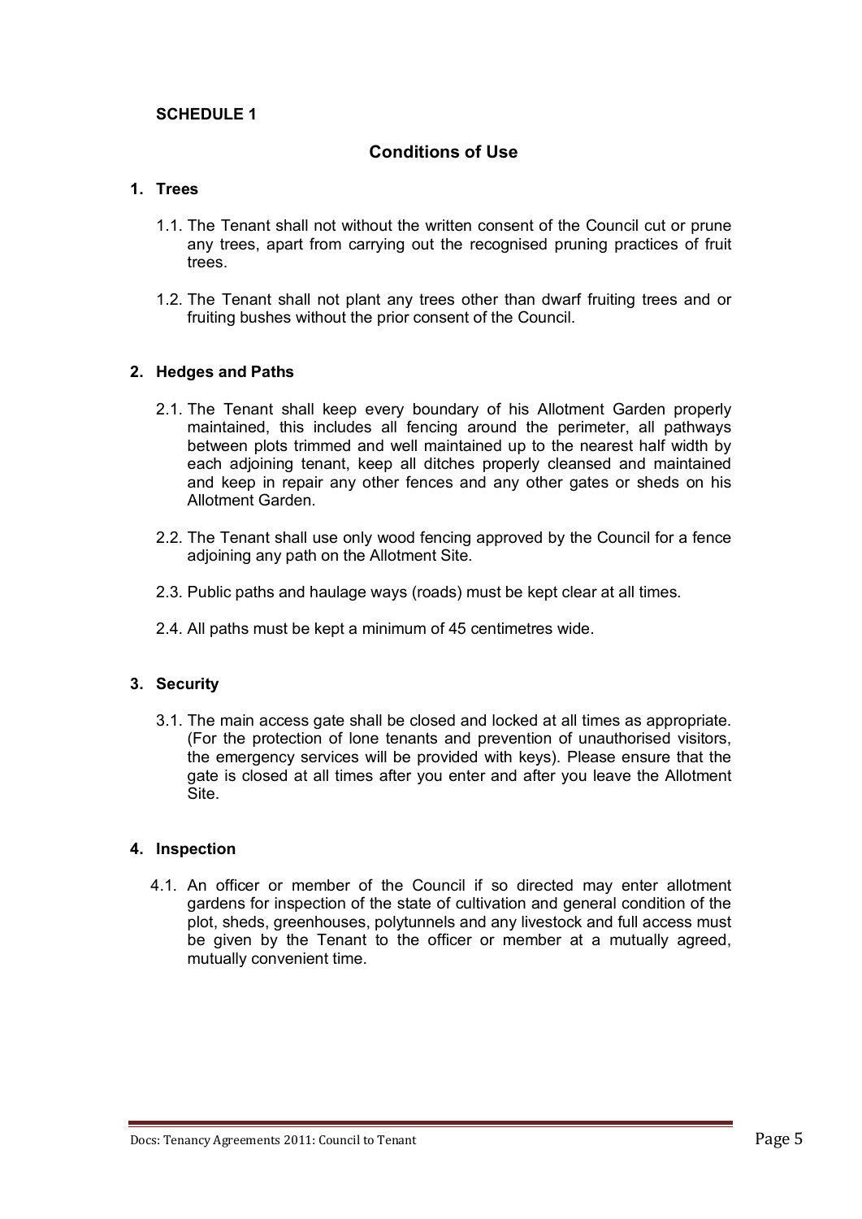**SCHEDULE 1**

## Conditions of Use

### 1. Trees

1.1. The Tenant shall not without the written consent of the Council cut or prune any trees, apart from carrying out the recognised pruning practices of fruit trees.

1.2. The Tenant shall not plant any trees other than dwarf fruiting trees and or fruiting bushes without the prior consent of the Council.

### 2. Hedges and Paths

2.1. The Tenant shall keep every boundary of his Allotment Garden properly maintained, this includes all fencing around the perimeter, all pathways between plots trimmed and well maintained up to the nearest half width by each adjoining tenant, keep all ditches properly cleansed and maintained and keep in repair any other fences and any other gates or sheds on his Allotment Garden.

2.2. The Tenant shall use only wood fencing approved by the Council for a fence adjoining any path on the Allotment Site.

2.3. Public paths and haulage ways (roads) must be kept clear at all times.

2.4. All paths must be kept a minimum of 45 centimetres wide.

### 3. Security

3.1. The main access gate shall be closed and locked at all times as appropriate. (For the protection of lone tenants and prevention of unauthorised visitors, the emergency services will be provided with keys). Please ensure that the gate is closed at all times after you enter and after you leave the Allotment Site.

### 4. Inspection

4.1. An officer or member of the Council if so directed may enter allotment gardens for inspection of the state of cultivation and general condition of the plot, sheds, greenhouses, polytunnels and any livestock and full access must be given by the Tenant to the officer or member at a mutually agreed, mutually convenient time.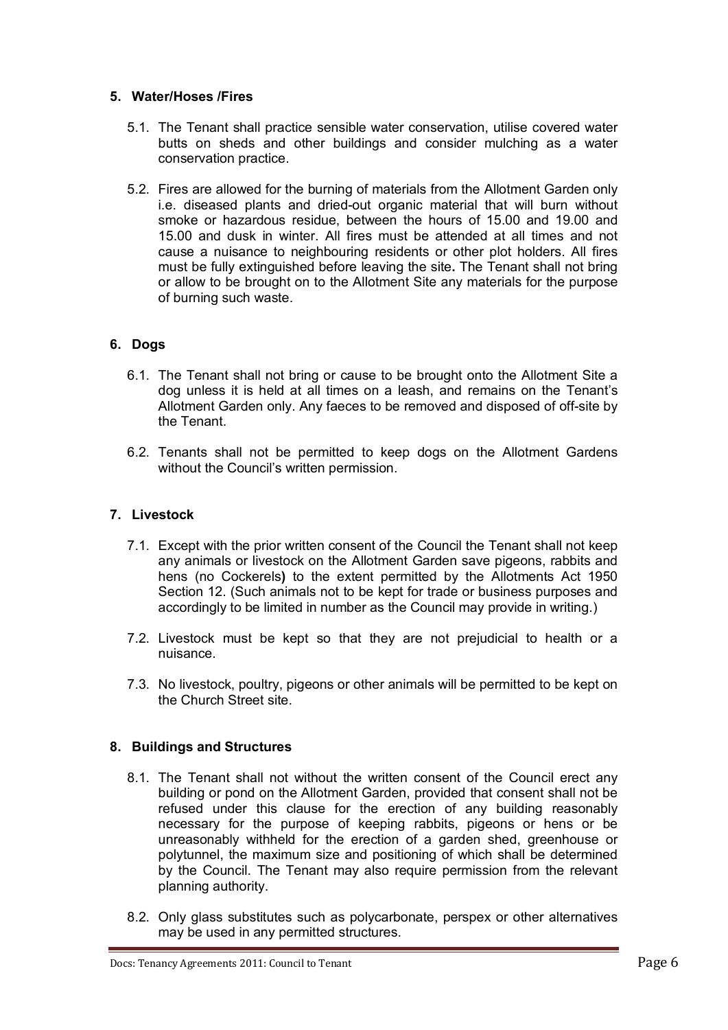## 5. Water/Hoses /Fires

5.1. The Tenant shall practice sensible water conservation, utilise covered water butts on sheds and other buildings and consider mulching as a water conservation practice.

5.2. Fires are allowed for the burning of materials from the Allotment Garden only i.e. diseased plants and dried-out organic material that will burn without smoke or hazardous residue, between the hours of 15.00 and 19.00 and 15.00 and dusk in winter. All fires must be attended at all times and not cause a nuisance to neighbouring residents or other plot holders. All fires must be fully extinguished before leaving the site**.** The Tenant shall not bring or allow to be brought on to the Allotment Site any materials for the purpose of burning such waste.

## 6. Dogs

6.1. The Tenant shall not bring or cause to be brought onto the Allotment Site a dog unless it is held at all times on a leash, and remains on the Tenant's Allotment Garden only. Any faeces to be removed and disposed of off-site by the Tenant.

6.2. Tenants shall not be permitted to keep dogs on the Allotment Gardens without the Council's written permission.

## 7. Livestock

7.1. Except with the prior written consent of the Council the Tenant shall not keep any animals or livestock on the Allotment Garden save pigeons, rabbits and hens (no Cockerels**)** to the extent permitted by the Allotments Act 1950 Section 12. (Such animals not to be kept for trade or business purposes and accordingly to be limited in number as the Council may provide in writing.)

7.2. Livestock must be kept so that they are not prejudicial to health or a nuisance.

7.3. No livestock, poultry, pigeons or other animals will be permitted to be kept on the Church Street site.

## 8. Buildings and Structures

8.1. The Tenant shall not without the written consent of the Council erect any building or pond on the Allotment Garden, provided that consent shall not be refused under this clause for the erection of any building reasonably necessary for the purpose of keeping rabbits, pigeons or hens or be unreasonably withheld for the erection of a garden shed, greenhouse or polytunnel, the maximum size and positioning of which shall be determined by the Council. The Tenant may also require permission from the relevant planning authority.

8.2. Only glass substitutes such as polycarbonate, perspex or other alternatives may be used in any permitted structures.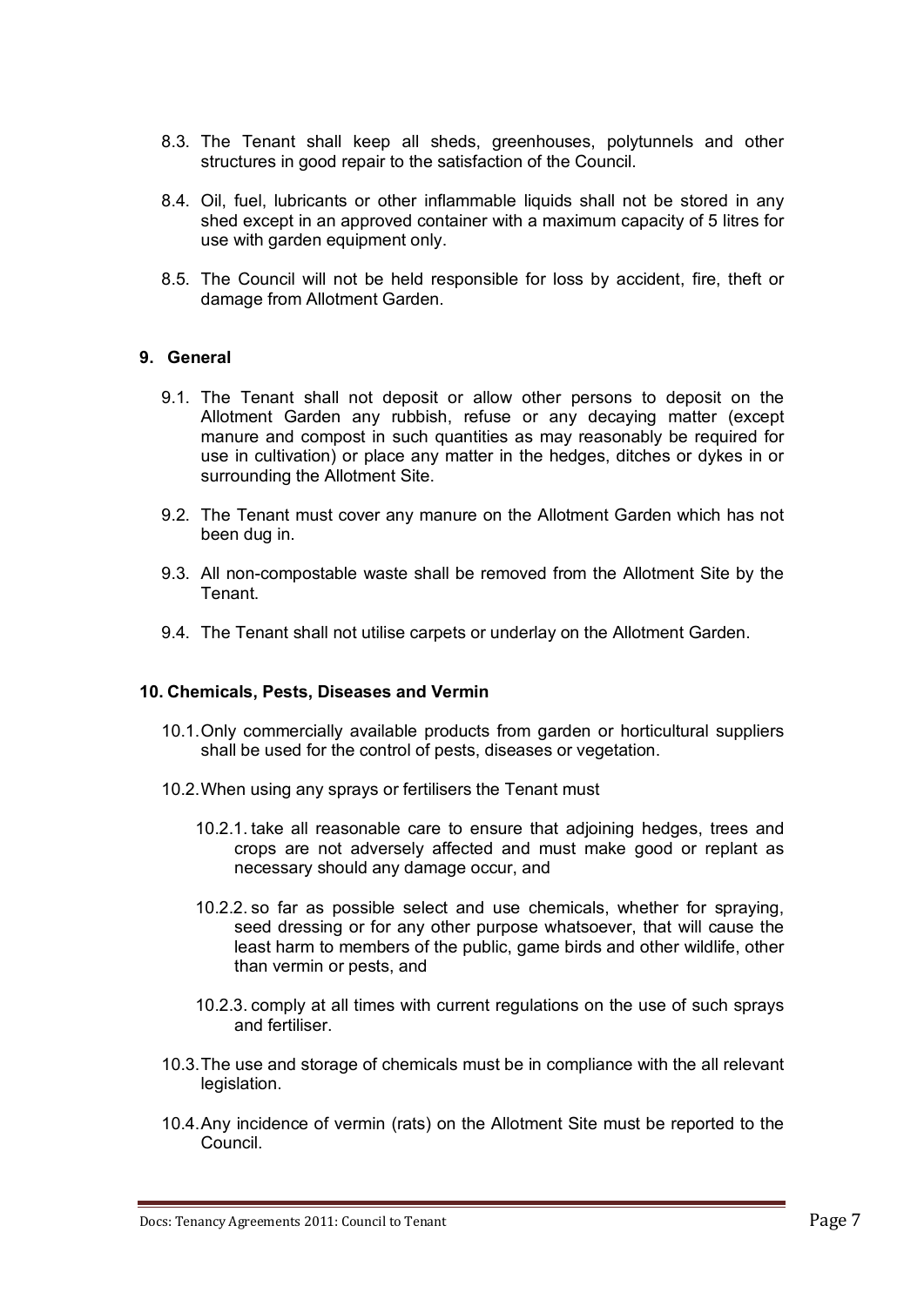8.3. The Tenant shall keep all sheds, greenhouses, polytunnels and other structures in good repair to the satisfaction of the Council.

8.4. Oil, fuel, lubricants or other inflammable liquids shall not be stored in any shed except in an approved container with a maximum capacity of 5 litres for use with garden equipment only.

8.5. The Council will not be held responsible for loss by accident, fire, theft or damage from Allotment Garden.

## 9. General

9.1. The Tenant shall not deposit or allow other persons to deposit on the Allotment Garden any rubbish, refuse or any decaying matter (except manure and compost in such quantities as may reasonably be required for use in cultivation) or place any matter in the hedges, ditches or dykes in or surrounding the Allotment Site.

9.2. The Tenant must cover any manure on the Allotment Garden which has not been dug in.

9.3. All non-compostable waste shall be removed from the Allotment Site by the Tenant.

9.4. The Tenant shall not utilise carpets or underlay on the Allotment Garden.

## 10. Chemicals, Pests, Diseases and Vermin

10.1. Only commercially available products from garden or horticultural suppliers shall be used for the control of pests, diseases or vegetation.

10.2. When using any sprays or fertilisers the Tenant must

10.2.1. take all reasonable care to ensure that adjoining hedges, trees and crops are not adversely affected and must make good or replant as necessary should any damage occur, and

10.2.2. so far as possible select and use chemicals, whether for spraying, seed dressing or for any other purpose whatsoever, that will cause the least harm to members of the public, game birds and other wildlife, other than vermin or pests, and

10.2.3. comply at all times with current regulations on the use of such sprays and fertiliser.

10.3. The use and storage of chemicals must be in compliance with the all relevant legislation.

10.4. Any incidence of vermin (rats) on the Allotment Site must be reported to the Council.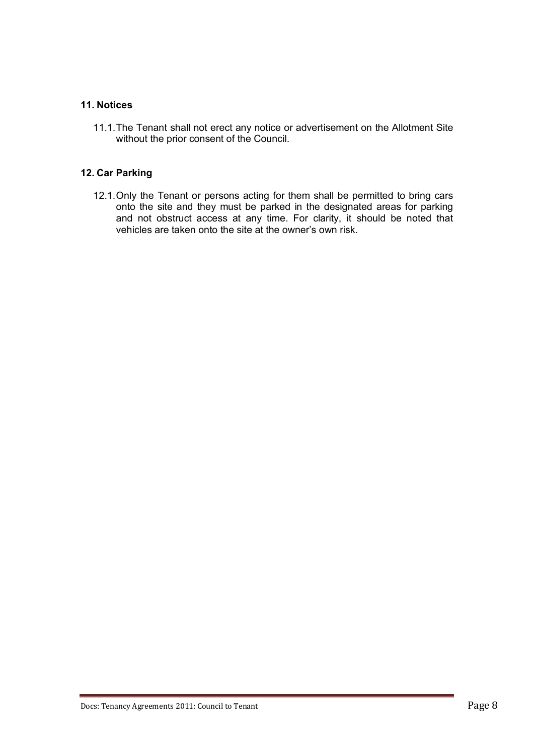## 11. Notices

11.1. The Tenant shall not erect any notice or advertisement on the Allotment Site without the prior consent of the Council.

## 12. Car Parking

12.1. Only the Tenant or persons acting for them shall be permitted to bring cars onto the site and they must be parked in the designated areas for parking and not obstruct access at any time. For clarity, it should be noted that vehicles are taken onto the site at the owner's own risk.